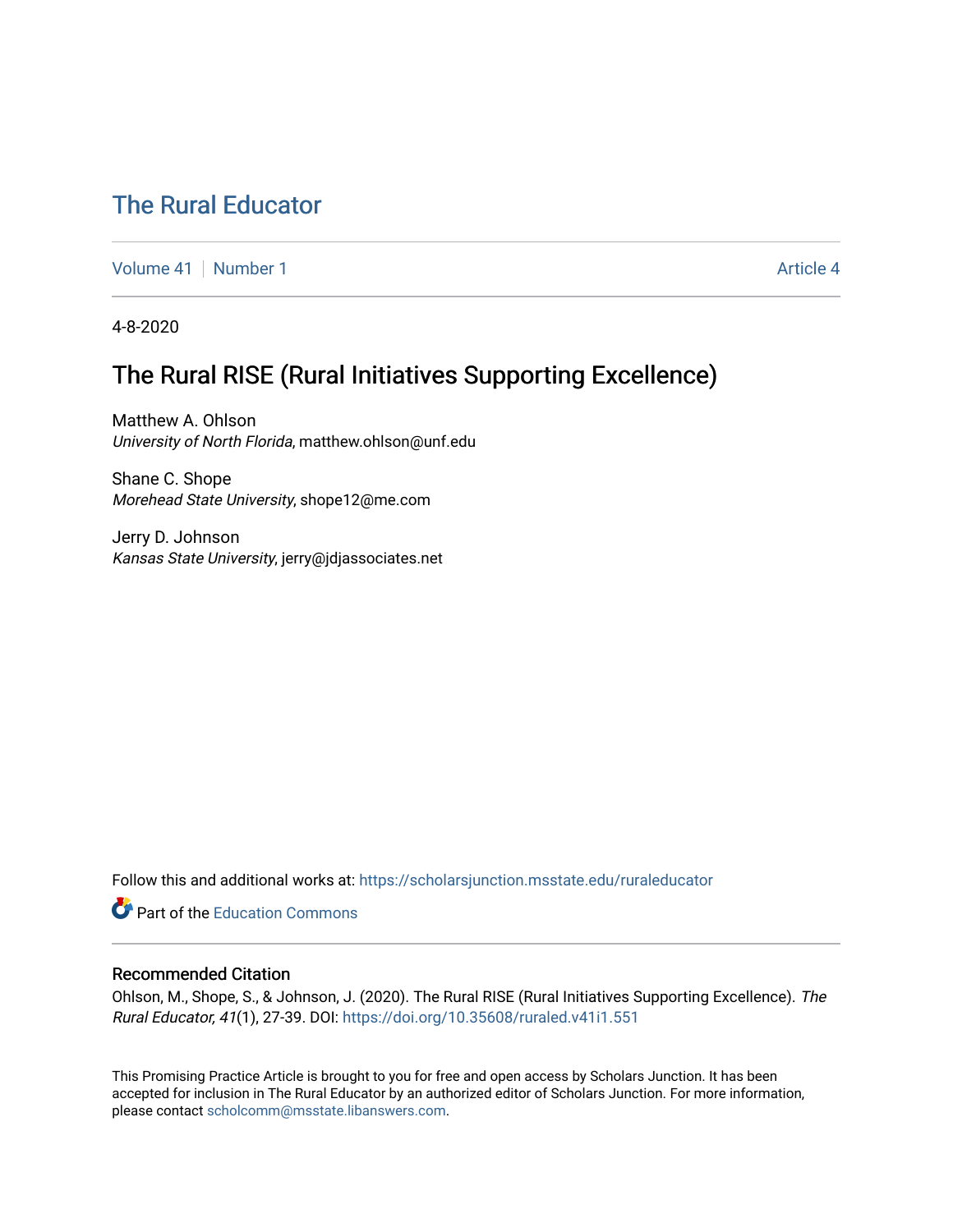# The Rural Educator

Volume 41 | Number 1 | Article 4

4-8-2020

## The Rural RISE (Rural Initiatives Supporting Excellence)

Matthew A. Ohlson
*University of North Florida*, matthew.ohlson@unf.edu

Shane C. Shope
*Morehead State University*, shope12@me.com

Jerry D. Johnson
*Kansas State University*, jerry@jdjassociates.net

Follow this and additional works at: https://scholarsjunction.msstate.edu/ruraleducator

Part of the Education Commons

### Recommended Citation

Ohlson, M., Shope, S., & Johnson, J. (2020). The Rural RISE (Rural Initiatives Supporting Excellence). *The Rural Educator, 41*(1), 27-39. DOI: https://doi.org/10.35608/ruraled.v41i1.551

This Promising Practice Article is brought to you for free and open access by Scholars Junction. It has been accepted for inclusion in The Rural Educator by an authorized editor of Scholars Junction. For more information, please contact scholcomm@msstate.libanswers.com.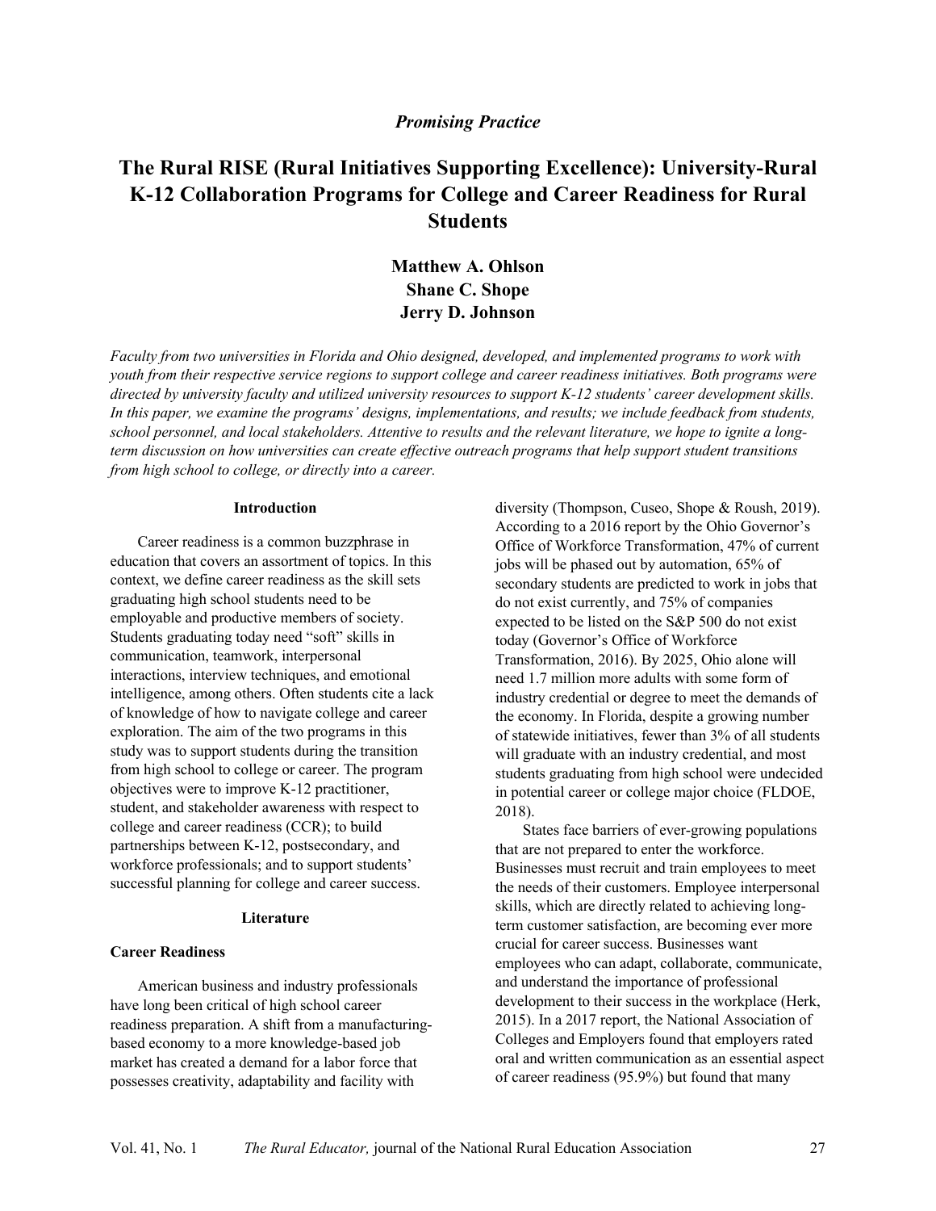*Promising Practice*

# The Rural RISE (Rural Initiatives Supporting Excellence): University-Rural K-12 Collaboration Programs for College and Career Readiness for Rural Students

**Matthew A. Ohlson**
**Shane C. Shope**
**Jerry D. Johnson**

*Faculty from two universities in Florida and Ohio designed, developed, and implemented programs to work with youth from their respective service regions to support college and career readiness initiatives. Both programs were directed by university faculty and utilized university resources to support K-12 students' career development skills. In this paper, we examine the programs' designs, implementations, and results; we include feedback from students, school personnel, and local stakeholders. Attentive to results and the relevant literature, we hope to ignite a long-term discussion on how universities can create effective outreach programs that help support student transitions from high school to college, or directly into a career.*

## Introduction

Career readiness is a common buzzphrase in education that covers an assortment of topics. In this context, we define career readiness as the skill sets graduating high school students need to be employable and productive members of society. Students graduating today need "soft" skills in communication, teamwork, interpersonal interactions, interview techniques, and emotional intelligence, among others. Often students cite a lack of knowledge of how to navigate college and career exploration. The aim of the two programs in this study was to support students during the transition from high school to college or career. The program objectives were to improve K-12 practitioner, student, and stakeholder awareness with respect to college and career readiness (CCR); to build partnerships between K-12, postsecondary, and workforce professionals; and to support students' successful planning for college and career success.

## Literature

### Career Readiness

American business and industry professionals have long been critical of high school career readiness preparation. A shift from a manufacturing-based economy to a more knowledge-based job market has created a demand for a labor force that possesses creativity, adaptability and facility with diversity (Thompson, Cuseo, Shope & Roush, 2019). According to a 2016 report by the Ohio Governor's Office of Workforce Transformation, 47% of current jobs will be phased out by automation, 65% of secondary students are predicted to work in jobs that do not exist currently, and 75% of companies expected to be listed on the S&P 500 do not exist today (Governor's Office of Workforce Transformation, 2016). By 2025, Ohio alone will need 1.7 million more adults with some form of industry credential or degree to meet the demands of the economy. In Florida, despite a growing number of statewide initiatives, fewer than 3% of all students will graduate with an industry credential, and most students graduating from high school were undecided in potential career or college major choice (FLDOE, 2018).

States face barriers of ever-growing populations that are not prepared to enter the workforce. Businesses must recruit and train employees to meet the needs of their customers. Employee interpersonal skills, which are directly related to achieving long-term customer satisfaction, are becoming ever more crucial for career success. Businesses want employees who can adapt, collaborate, communicate, and understand the importance of professional development to their success in the workplace (Herk, 2015). In a 2017 report, the National Association of Colleges and Employers found that employers rated oral and written communication as an essential aspect of career readiness (95.9%) but found that many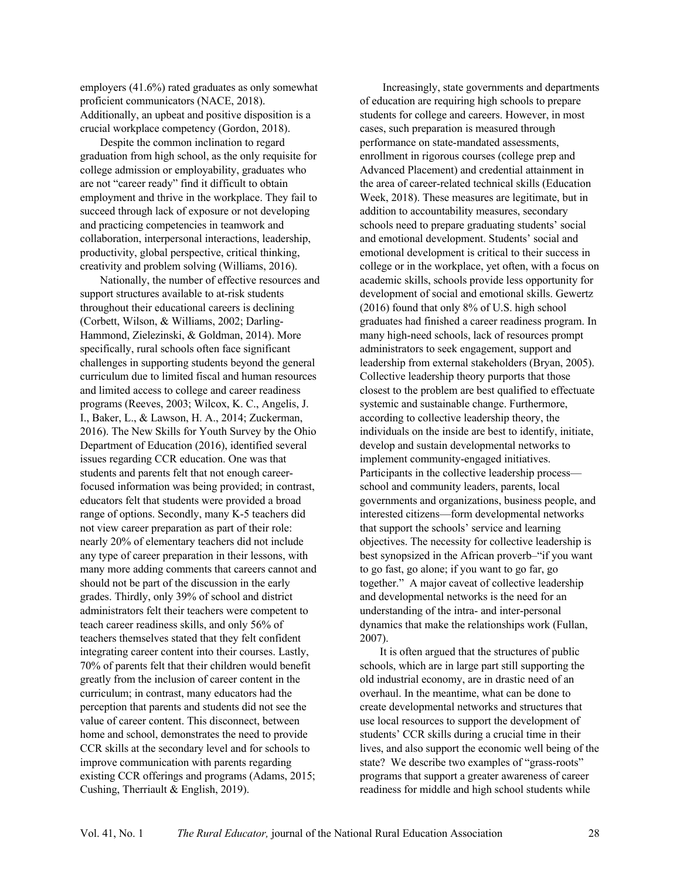employers (41.6%) rated graduates as only somewhat proficient communicators (NACE, 2018). Additionally, an upbeat and positive disposition is a crucial workplace competency (Gordon, 2018).

Despite the common inclination to regard graduation from high school, as the only requisite for college admission or employability, graduates who are not "career ready" find it difficult to obtain employment and thrive in the workplace. They fail to succeed through lack of exposure or not developing and practicing competencies in teamwork and collaboration, interpersonal interactions, leadership, productivity, global perspective, critical thinking, creativity and problem solving (Williams, 2016).

Nationally, the number of effective resources and support structures available to at-risk students throughout their educational careers is declining (Corbett, Wilson, & Williams, 2002; Darling-Hammond, Zielezinski, & Goldman, 2014). More specifically, rural schools often face significant challenges in supporting students beyond the general curriculum due to limited fiscal and human resources and limited access to college and career readiness programs (Reeves, 2003; Wilcox, K. C., Angelis, J. I., Baker, L., & Lawson, H. A., 2014; Zuckerman, 2016). The New Skills for Youth Survey by the Ohio Department of Education (2016), identified several issues regarding CCR education. One was that students and parents felt that not enough career-focused information was being provided; in contrast, educators felt that students were provided a broad range of options. Secondly, many K-5 teachers did not view career preparation as part of their role: nearly 20% of elementary teachers did not include any type of career preparation in their lessons, with many more adding comments that careers cannot and should not be part of the discussion in the early grades. Thirdly, only 39% of school and district administrators felt their teachers were competent to teach career readiness skills, and only 56% of teachers themselves stated that they felt confident integrating career content into their courses. Lastly, 70% of parents felt that their children would benefit greatly from the inclusion of career content in the curriculum; in contrast, many educators had the perception that parents and students did not see the value of career content. This disconnect, between home and school, demonstrates the need to provide CCR skills at the secondary level and for schools to improve communication with parents regarding existing CCR offerings and programs (Adams, 2015; Cushing, Therriault & English, 2019).

Increasingly, state governments and departments of education are requiring high schools to prepare students for college and careers. However, in most cases, such preparation is measured through performance on state-mandated assessments, enrollment in rigorous courses (college prep and Advanced Placement) and credential attainment in the area of career-related technical skills (Education Week, 2018). These measures are legitimate, but in addition to accountability measures, secondary schools need to prepare graduating students' social and emotional development. Students' social and emotional development is critical to their success in college or in the workplace, yet often, with a focus on academic skills, schools provide less opportunity for development of social and emotional skills. Gewertz (2016) found that only 8% of U.S. high school graduates had finished a career readiness program. In many high-need schools, lack of resources prompt administrators to seek engagement, support and leadership from external stakeholders (Bryan, 2005). Collective leadership theory purports that those closest to the problem are best qualified to effectuate systemic and sustainable change. Furthermore, according to collective leadership theory, the individuals on the inside are best to identify, initiate, develop and sustain developmental networks to implement community-engaged initiatives. Participants in the collective leadership process—school and community leaders, parents, local governments and organizations, business people, and interested citizens—form developmental networks that support the schools' service and learning objectives. The necessity for collective leadership is best synopsized in the African proverb–"if you want to go fast, go alone; if you want to go far, go together." A major caveat of collective leadership and developmental networks is the need for an understanding of the intra- and inter-personal dynamics that make the relationships work (Fullan, 2007).

It is often argued that the structures of public schools, which are in large part still supporting the old industrial economy, are in drastic need of an overhaul. In the meantime, what can be done to create developmental networks and structures that use local resources to support the development of students' CCR skills during a crucial time in their lives, and also support the economic well being of the state? We describe two examples of "grass-roots" programs that support a greater awareness of career readiness for middle and high school students while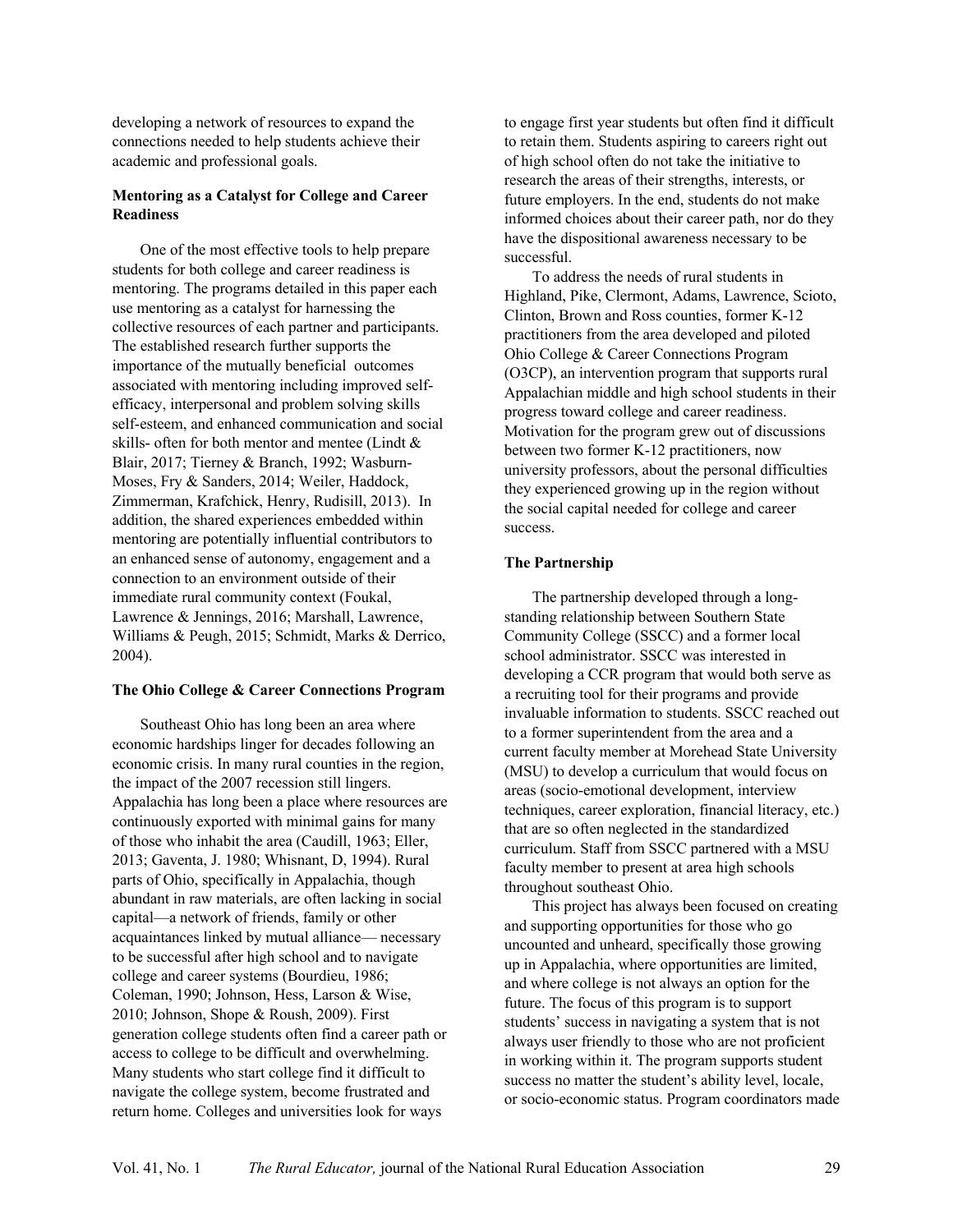developing a network of resources to expand the connections needed to help students achieve their academic and professional goals.

**Mentoring as a Catalyst for College and Career Readiness**

One of the most effective tools to help prepare students for both college and career readiness is mentoring. The programs detailed in this paper each use mentoring as a catalyst for harnessing the collective resources of each partner and participants. The established research further supports the importance of the mutually beneficial outcomes associated with mentoring including improved self-efficacy, interpersonal and problem solving skills self-esteem, and enhanced communication and social skills- often for both mentor and mentee (Lindt & Blair, 2017; Tierney & Branch, 1992; Wasburn-Moses, Fry & Sanders, 2014; Weiler, Haddock, Zimmerman, Krafchick, Henry, Rudisill, 2013). In addition, the shared experiences embedded within mentoring are potentially influential contributors to an enhanced sense of autonomy, engagement and a connection to an environment outside of their immediate rural community context (Foukal, Lawrence & Jennings, 2016; Marshall, Lawrence, Williams & Peugh, 2015; Schmidt, Marks & Derrico, 2004).

**The Ohio College & Career Connections Program**

Southeast Ohio has long been an area where economic hardships linger for decades following an economic crisis. In many rural counties in the region, the impact of the 2007 recession still lingers. Appalachia has long been a place where resources are continuously exported with minimal gains for many of those who inhabit the area (Caudill, 1963; Eller, 2013; Gaventa, J. 1980; Whisnant, D, 1994). Rural parts of Ohio, specifically in Appalachia, though abundant in raw materials, are often lacking in social capital—a network of friends, family or other acquaintances linked by mutual alliance— necessary to be successful after high school and to navigate college and career systems (Bourdieu, 1986; Coleman, 1990; Johnson, Hess, Larson & Wise, 2010; Johnson, Shope & Roush, 2009). First generation college students often find a career path or access to college to be difficult and overwhelming. Many students who start college find it difficult to navigate the college system, become frustrated and return home. Colleges and universities look for ways to engage first year students but often find it difficult to retain them. Students aspiring to careers right out of high school often do not take the initiative to research the areas of their strengths, interests, or future employers. In the end, students do not make informed choices about their career path, nor do they have the dispositional awareness necessary to be successful.

To address the needs of rural students in Highland, Pike, Clermont, Adams, Lawrence, Scioto, Clinton, Brown and Ross counties, former K-12 practitioners from the area developed and piloted Ohio College & Career Connections Program (O3CP), an intervention program that supports rural Appalachian middle and high school students in their progress toward college and career readiness. Motivation for the program grew out of discussions between two former K-12 practitioners, now university professors, about the personal difficulties they experienced growing up in the region without the social capital needed for college and career success.

**The Partnership**

The partnership developed through a long-standing relationship between Southern State Community College (SSCC) and a former local school administrator. SSCC was interested in developing a CCR program that would both serve as a recruiting tool for their programs and provide invaluable information to students. SSCC reached out to a former superintendent from the area and a current faculty member at Morehead State University (MSU) to develop a curriculum that would focus on areas (socio-emotional development, interview techniques, career exploration, financial literacy, etc.) that are so often neglected in the standardized curriculum. Staff from SSCC partnered with a MSU faculty member to present at area high schools throughout southeast Ohio.

This project has always been focused on creating and supporting opportunities for those who go uncounted and unheard, specifically those growing up in Appalachia, where opportunities are limited, and where college is not always an option for the future. The focus of this program is to support students' success in navigating a system that is not always user friendly to those who are not proficient in working within it. The program supports student success no matter the student's ability level, locale, or socio-economic status. Program coordinators made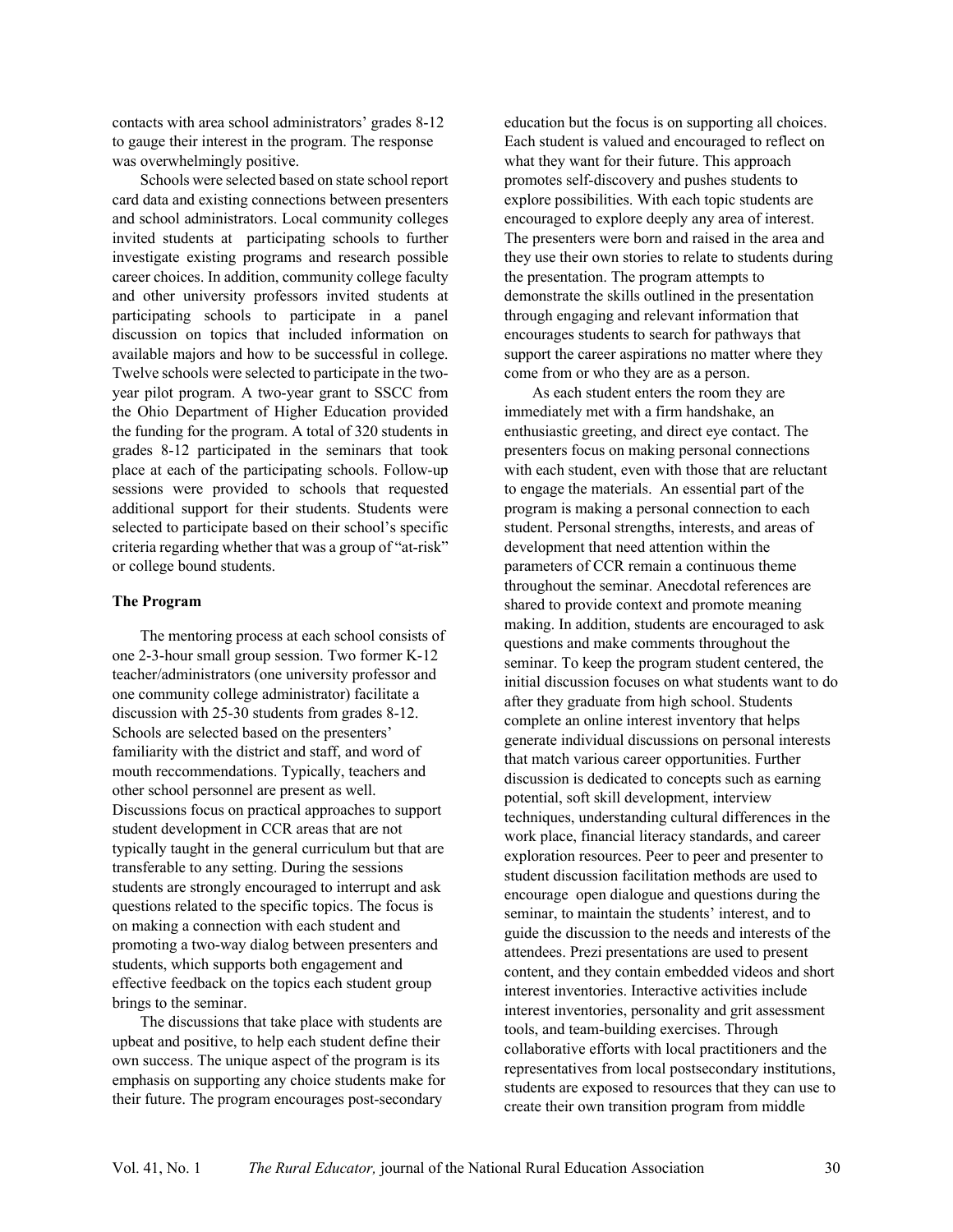contacts with area school administrators' grades 8-12 to gauge their interest in the program. The response was overwhelmingly positive.

Schools were selected based on state school report card data and existing connections between presenters and school administrators. Local community colleges invited students at participating schools to further investigate existing programs and research possible career choices. In addition, community college faculty and other university professors invited students at participating schools to participate in a panel discussion on topics that included information on available majors and how to be successful in college. Twelve schools were selected to participate in the two-year pilot program. A two-year grant to SSCC from the Ohio Department of Higher Education provided the funding for the program. A total of 320 students in grades 8-12 participated in the seminars that took place at each of the participating schools. Follow-up sessions were provided to schools that requested additional support for their students. Students were selected to participate based on their school's specific criteria regarding whether that was a group of "at-risk" or college bound students.

**The Program**

The mentoring process at each school consists of one 2-3-hour small group session. Two former K-12 teacher/administrators (one university professor and one community college administrator) facilitate a discussion with 25-30 students from grades 8-12. Schools are selected based on the presenters' familiarity with the district and staff, and word of mouth reccommendations. Typically, teachers and other school personnel are present as well. Discussions focus on practical approaches to support student development in CCR areas that are not typically taught in the general curriculum but that are transferable to any setting. During the sessions students are strongly encouraged to interrupt and ask questions related to the specific topics. The focus is on making a connection with each student and promoting a two-way dialog between presenters and students, which supports both engagement and effective feedback on the topics each student group brings to the seminar.

The discussions that take place with students are upbeat and positive, to help each student define their own success. The unique aspect of the program is its emphasis on supporting any choice students make for their future. The program encourages post-secondary education but the focus is on supporting all choices. Each student is valued and encouraged to reflect on what they want for their future. This approach promotes self-discovery and pushes students to explore possibilities. With each topic students are encouraged to explore deeply any area of interest. The presenters were born and raised in the area and they use their own stories to relate to students during the presentation. The program attempts to demonstrate the skills outlined in the presentation through engaging and relevant information that encourages students to search for pathways that support the career aspirations no matter where they come from or who they are as a person.

As each student enters the room they are immediately met with a firm handshake, an enthusiastic greeting, and direct eye contact. The presenters focus on making personal connections with each student, even with those that are reluctant to engage the materials. An essential part of the program is making a personal connection to each student. Personal strengths, interests, and areas of development that need attention within the parameters of CCR remain a continuous theme throughout the seminar. Anecdotal references are shared to provide context and promote meaning making. In addition, students are encouraged to ask questions and make comments throughout the seminar. To keep the program student centered, the initial discussion focuses on what students want to do after they graduate from high school. Students complete an online interest inventory that helps generate individual discussions on personal interests that match various career opportunities. Further discussion is dedicated to concepts such as earning potential, soft skill development, interview techniques, understanding cultural differences in the work place, financial literacy standards, and career exploration resources. Peer to peer and presenter to student discussion facilitation methods are used to encourage open dialogue and questions during the seminar, to maintain the students' interest, and to guide the discussion to the needs and interests of the attendees. Prezi presentations are used to present content, and they contain embedded videos and short interest inventories. Interactive activities include interest inventories, personality and grit assessment tools, and team-building exercises. Through collaborative efforts with local practitioners and the representatives from local postsecondary institutions, students are exposed to resources that they can use to create their own transition program from middle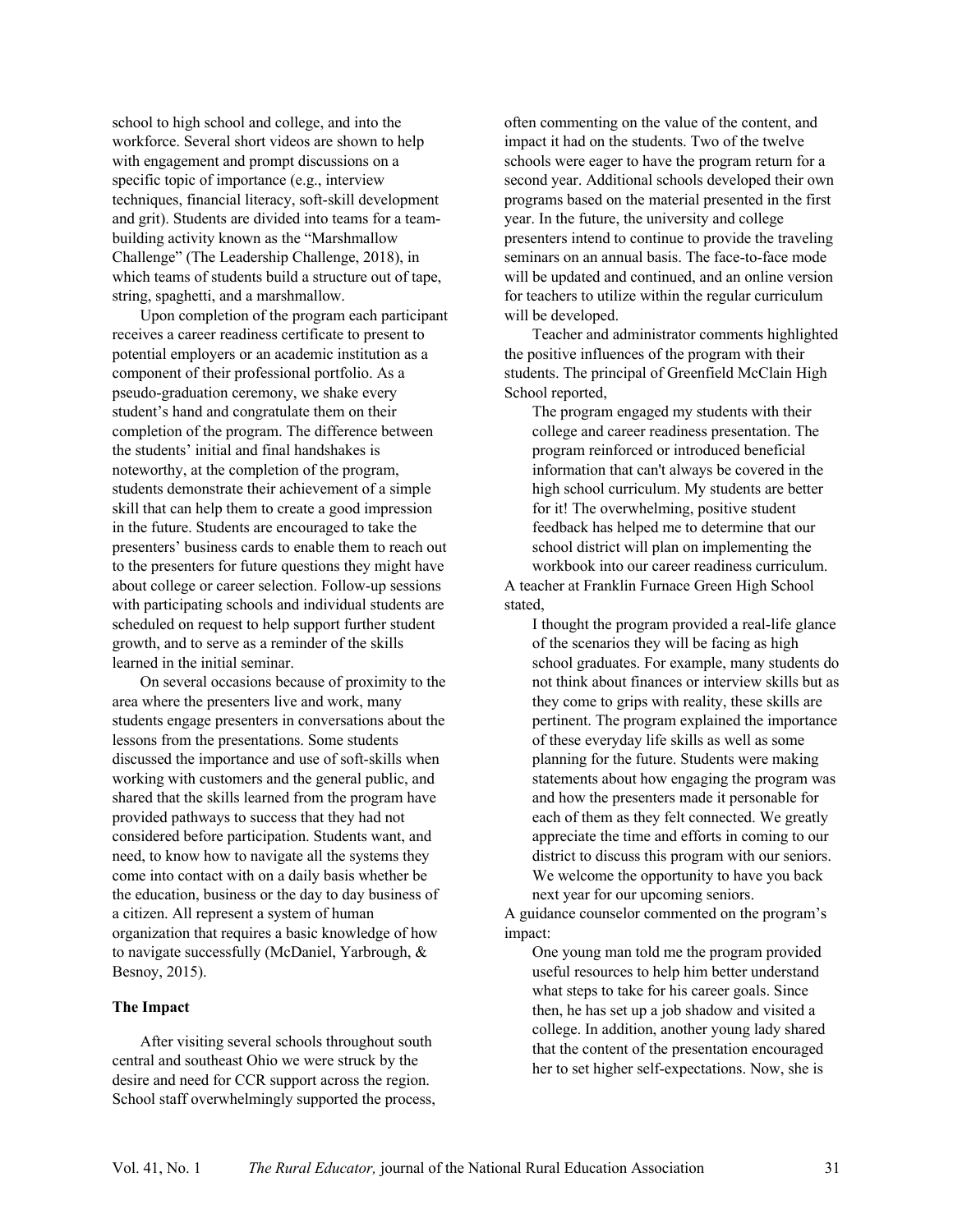school to high school and college, and into the workforce. Several short videos are shown to help with engagement and prompt discussions on a specific topic of importance (e.g., interview techniques, financial literacy, soft-skill development and grit). Students are divided into teams for a team-building activity known as the "Marshmallow Challenge" (The Leadership Challenge, 2018), in which teams of students build a structure out of tape, string, spaghetti, and a marshmallow.

Upon completion of the program each participant receives a career readiness certificate to present to potential employers or an academic institution as a component of their professional portfolio. As a pseudo-graduation ceremony, we shake every student's hand and congratulate them on their completion of the program. The difference between the students' initial and final handshakes is noteworthy, at the completion of the program, students demonstrate their achievement of a simple skill that can help them to create a good impression in the future. Students are encouraged to take the presenters' business cards to enable them to reach out to the presenters for future questions they might have about college or career selection. Follow-up sessions with participating schools and individual students are scheduled on request to help support further student growth, and to serve as a reminder of the skills learned in the initial seminar.

On several occasions because of proximity to the area where the presenters live and work, many students engage presenters in conversations about the lessons from the presentations. Some students discussed the importance and use of soft-skills when working with customers and the general public, and shared that the skills learned from the program have provided pathways to success that they had not considered before participation. Students want, and need, to know how to navigate all the systems they come into contact with on a daily basis whether be the education, business or the day to day business of a citizen. All represent a system of human organization that requires a basic knowledge of how to navigate successfully (McDaniel, Yarbrough, & Besnoy, 2015).

### The Impact

After visiting several schools throughout south central and southeast Ohio we were struck by the desire and need for CCR support across the region. School staff overwhelmingly supported the process, often commenting on the value of the content, and impact it had on the students. Two of the twelve schools were eager to have the program return for a second year. Additional schools developed their own programs based on the material presented in the first year. In the future, the university and college presenters intend to continue to provide the traveling seminars on an annual basis. The face-to-face mode will be updated and continued, and an online version for teachers to utilize within the regular curriculum will be developed.

Teacher and administrator comments highlighted the positive influences of the program with their students. The principal of Greenfield McClain High School reported,

> The program engaged my students with their college and career readiness presentation. The program reinforced or introduced beneficial information that can't always be covered in the high school curriculum. My students are better for it! The overwhelming, positive student feedback has helped me to determine that our school district will plan on implementing the workbook into our career readiness curriculum.

A teacher at Franklin Furnace Green High School stated,

> I thought the program provided a real-life glance of the scenarios they will be facing as high school graduates. For example, many students do not think about finances or interview skills but as they come to grips with reality, these skills are pertinent. The program explained the importance of these everyday life skills as well as some planning for the future. Students were making statements about how engaging the program was and how the presenters made it personable for each of them as they felt connected. We greatly appreciate the time and efforts in coming to our district to discuss this program with our seniors. We welcome the opportunity to have you back next year for our upcoming seniors.

A guidance counselor commented on the program's impact:

> One young man told me the program provided useful resources to help him better understand what steps to take for his career goals. Since then, he has set up a job shadow and visited a college. In addition, another young lady shared that the content of the presentation encouraged her to set higher self-expectations. Now, she is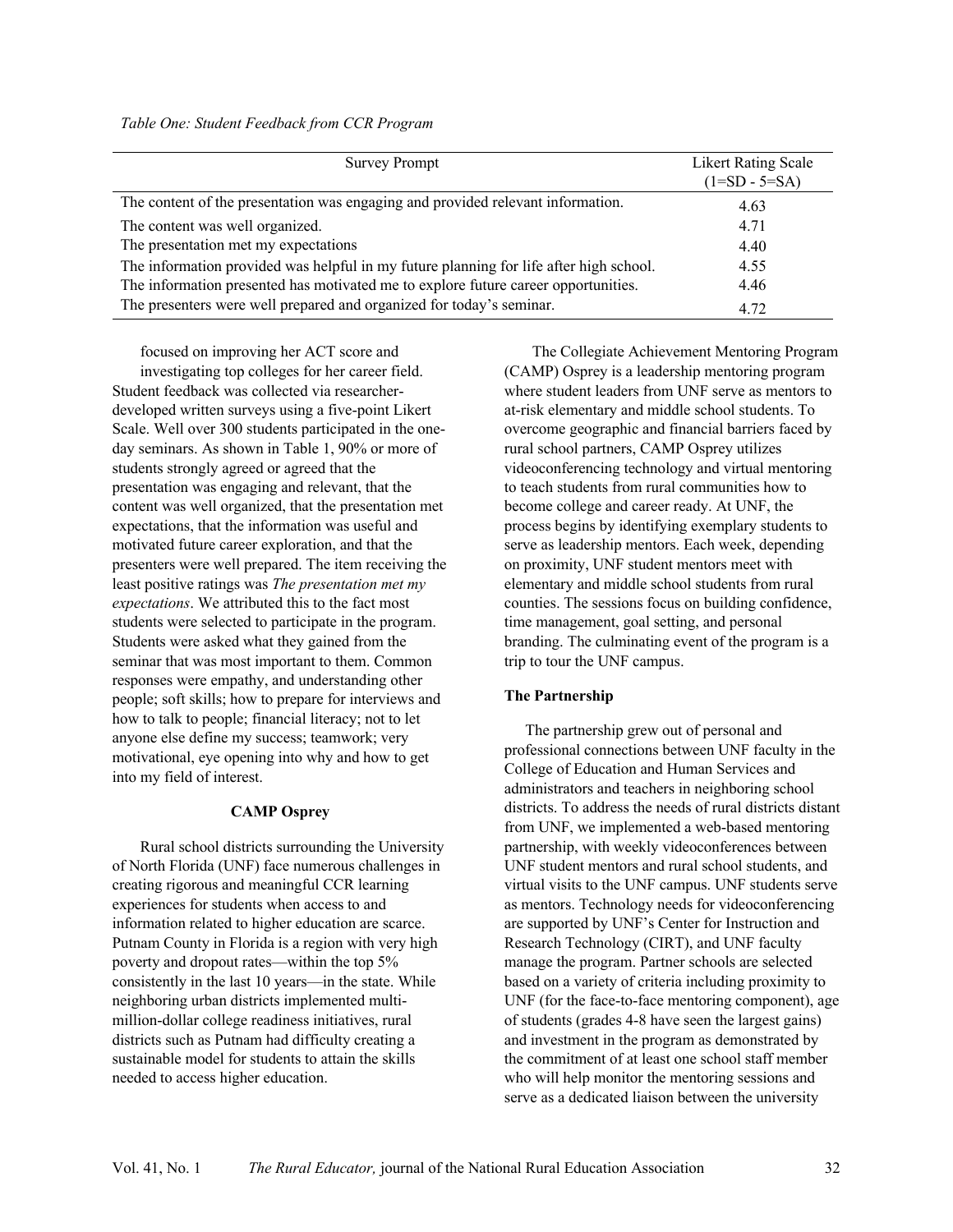*Table One: Student Feedback from CCR Program*

| Survey Prompt | Likert Rating Scale (1=SD - 5=SA) |
|---|---|
| The content of the presentation was engaging and provided relevant information. | 4.63 |
| The content was well organized. | 4.71 |
| The presentation met my expectations | 4.40 |
| The information provided was helpful in my future planning for life after high school. | 4.55 |
| The information presented has motivated me to explore future career opportunities. | 4.46 |
| The presenters were well prepared and organized for today's seminar. | 4.72 |

focused on improving her ACT score and investigating top colleges for her career field. Student feedback was collected via researcher-developed written surveys using a five-point Likert Scale. Well over 300 students participated in the one-day seminars. As shown in Table 1, 90% or more of students strongly agreed or agreed that the presentation was engaging and relevant, that the content was well organized, that the presentation met expectations, that the information was useful and motivated future career exploration, and that the presenters were well prepared. The item receiving the least positive ratings was *The presentation met my expectations*. We attributed this to the fact most students were selected to participate in the program. Students were asked what they gained from the seminar that was most important to them. Common responses were empathy, and understanding other people; soft skills; how to prepare for interviews and how to talk to people; financial literacy; not to let anyone else define my success; teamwork; very motivational, eye opening into why and how to get into my field of interest.

**CAMP Osprey**

Rural school districts surrounding the University of North Florida (UNF) face numerous challenges in creating rigorous and meaningful CCR learning experiences for students when access to and information related to higher education are scarce. Putnam County in Florida is a region with very high poverty and dropout rates—within the top 5% consistently in the last 10 years—in the state. While neighboring urban districts implemented multi-million-dollar college readiness initiatives, rural districts such as Putnam had difficulty creating a sustainable model for students to attain the skills needed to access higher education.

The Collegiate Achievement Mentoring Program (CAMP) Osprey is a leadership mentoring program where student leaders from UNF serve as mentors to at-risk elementary and middle school students. To overcome geographic and financial barriers faced by rural school partners, CAMP Osprey utilizes videoconferencing technology and virtual mentoring to teach students from rural communities how to become college and career ready. At UNF, the process begins by identifying exemplary students to serve as leadership mentors. Each week, depending on proximity, UNF student mentors meet with elementary and middle school students from rural counties. The sessions focus on building confidence, time management, goal setting, and personal branding. The culminating event of the program is a trip to tour the UNF campus.

**The Partnership**

The partnership grew out of personal and professional connections between UNF faculty in the College of Education and Human Services and administrators and teachers in neighboring school districts. To address the needs of rural districts distant from UNF, we implemented a web-based mentoring partnership, with weekly videoconferences between UNF student mentors and rural school students, and virtual visits to the UNF campus. UNF students serve as mentors. Technology needs for videoconferencing are supported by UNF's Center for Instruction and Research Technology (CIRT), and UNF faculty manage the program. Partner schools are selected based on a variety of criteria including proximity to UNF (for the face-to-face mentoring component), age of students (grades 4-8 have seen the largest gains) and investment in the program as demonstrated by the commitment of at least one school staff member who will help monitor the mentoring sessions and serve as a dedicated liaison between the university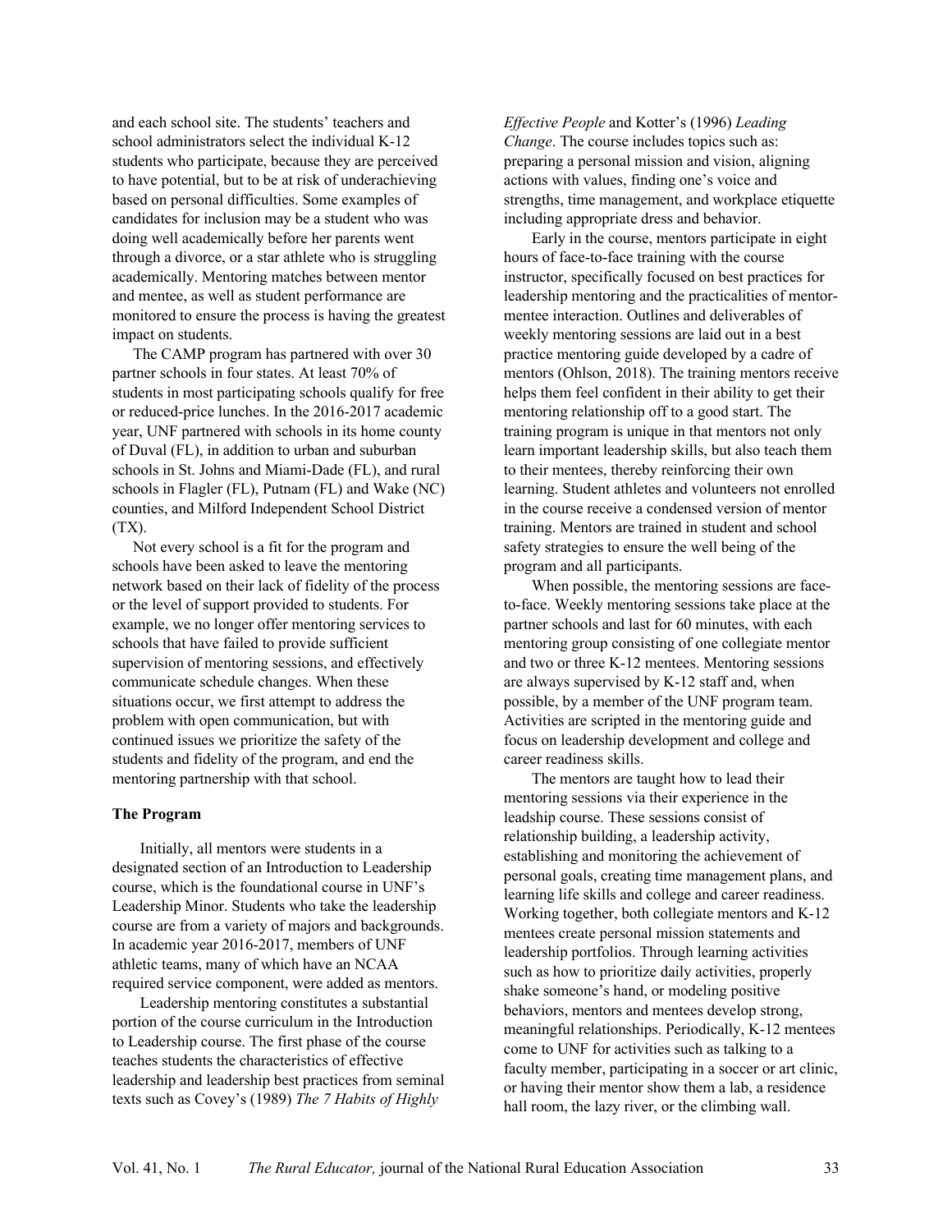and each school site. The students' teachers and school administrators select the individual K-12 students who participate, because they are perceived to have potential, but to be at risk of underachieving based on personal difficulties. Some examples of candidates for inclusion may be a student who was doing well academically before her parents went through a divorce, or a star athlete who is struggling academically. Mentoring matches between mentor and mentee, as well as student performance are monitored to ensure the process is having the greatest impact on students.

The CAMP program has partnered with over 30 partner schools in four states. At least 70% of students in most participating schools qualify for free or reduced-price lunches. In the 2016-2017 academic year, UNF partnered with schools in its home county of Duval (FL), in addition to urban and suburban schools in St. Johns and Miami-Dade (FL), and rural schools in Flagler (FL), Putnam (FL) and Wake (NC) counties, and Milford Independent School District (TX).

Not every school is a fit for the program and schools have been asked to leave the mentoring network based on their lack of fidelity of the process or the level of support provided to students. For example, we no longer offer mentoring services to schools that have failed to provide sufficient supervision of mentoring sessions, and effectively communicate schedule changes. When these situations occur, we first attempt to address the problem with open communication, but with continued issues we prioritize the safety of the students and fidelity of the program, and end the mentoring partnership with that school.

**The Program**

Initially, all mentors were students in a designated section of an Introduction to Leadership course, which is the foundational course in UNF's Leadership Minor. Students who take the leadership course are from a variety of majors and backgrounds. In academic year 2016-2017, members of UNF athletic teams, many of which have an NCAA required service component, were added as mentors.

Leadership mentoring constitutes a substantial portion of the course curriculum in the Introduction to Leadership course. The first phase of the course teaches students the characteristics of effective leadership and leadership best practices from seminal texts such as Covey's (1989) *The 7 Habits of Highly Effective People* and Kotter's (1996) *Leading Change*. The course includes topics such as: preparing a personal mission and vision, aligning actions with values, finding one's voice and strengths, time management, and workplace etiquette including appropriate dress and behavior.

Early in the course, mentors participate in eight hours of face-to-face training with the course instructor, specifically focused on best practices for leadership mentoring and the practicalities of mentor-mentee interaction. Outlines and deliverables of weekly mentoring sessions are laid out in a best practice mentoring guide developed by a cadre of mentors (Ohlson, 2018). The training mentors receive helps them feel confident in their ability to get their mentoring relationship off to a good start. The training program is unique in that mentors not only learn important leadership skills, but also teach them to their mentees, thereby reinforcing their own learning. Student athletes and volunteers not enrolled in the course receive a condensed version of mentor training. Mentors are trained in student and school safety strategies to ensure the well being of the program and all participants.

When possible, the mentoring sessions are face-to-face. Weekly mentoring sessions take place at the partner schools and last for 60 minutes, with each mentoring group consisting of one collegiate mentor and two or three K-12 mentees. Mentoring sessions are always supervised by K-12 staff and, when possible, by a member of the UNF program team. Activities are scripted in the mentoring guide and focus on leadership development and college and career readiness skills.

The mentors are taught how to lead their mentoring sessions via their experience in the leadship course. These sessions consist of relationship building, a leadership activity, establishing and monitoring the achievement of personal goals, creating time management plans, and learning life skills and college and career readiness. Working together, both collegiate mentors and K-12 mentees create personal mission statements and leadership portfolios. Through learning activities such as how to prioritize daily activities, properly shake someone's hand, or modeling positive behaviors, mentors and mentees develop strong, meaningful relationships. Periodically, K-12 mentees come to UNF for activities such as talking to a faculty member, participating in a soccer or art clinic, or having their mentor show them a lab, a residence hall room, the lazy river, or the climbing wall.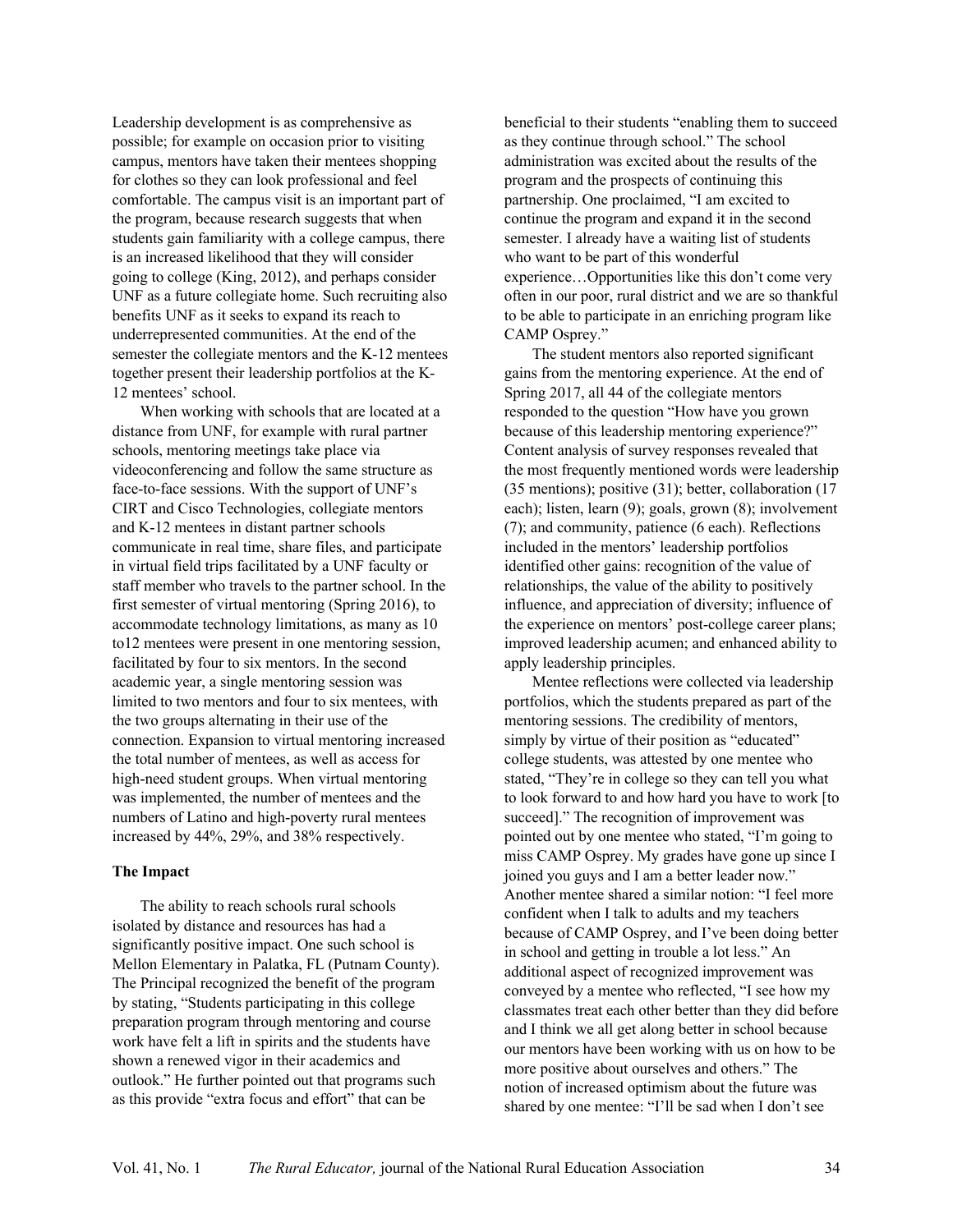Leadership development is as comprehensive as possible; for example on occasion prior to visiting campus, mentors have taken their mentees shopping for clothes so they can look professional and feel comfortable. The campus visit is an important part of the program, because research suggests that when students gain familiarity with a college campus, there is an increased likelihood that they will consider going to college (King, 2012), and perhaps consider UNF as a future collegiate home. Such recruiting also benefits UNF as it seeks to expand its reach to underrepresented communities. At the end of the semester the collegiate mentors and the K-12 mentees together present their leadership portfolios at the K-12 mentees' school.

When working with schools that are located at a distance from UNF, for example with rural partner schools, mentoring meetings take place via videoconferencing and follow the same structure as face-to-face sessions. With the support of UNF's CIRT and Cisco Technologies, collegiate mentors and K-12 mentees in distant partner schools communicate in real time, share files, and participate in virtual field trips facilitated by a UNF faculty or staff member who travels to the partner school. In the first semester of virtual mentoring (Spring 2016), to accommodate technology limitations, as many as 10 to12 mentees were present in one mentoring session, facilitated by four to six mentors. In the second academic year, a single mentoring session was limited to two mentors and four to six mentees, with the two groups alternating in their use of the connection. Expansion to virtual mentoring increased the total number of mentees, as well as access for high-need student groups. When virtual mentoring was implemented, the number of mentees and the numbers of Latino and high-poverty rural mentees increased by 44%, 29%, and 38% respectively.

### The Impact

The ability to reach schools rural schools isolated by distance and resources has had a significantly positive impact. One such school is Mellon Elementary in Palatka, FL (Putnam County). The Principal recognized the benefit of the program by stating, "Students participating in this college preparation program through mentoring and course work have felt a lift in spirits and the students have shown a renewed vigor in their academics and outlook." He further pointed out that programs such as this provide "extra focus and effort" that can be beneficial to their students "enabling them to succeed as they continue through school." The school administration was excited about the results of the program and the prospects of continuing this partnership. One proclaimed, "I am excited to continue the program and expand it in the second semester. I already have a waiting list of students who want to be part of this wonderful experience…Opportunities like this don't come very often in our poor, rural district and we are so thankful to be able to participate in an enriching program like CAMP Osprey."

The student mentors also reported significant gains from the mentoring experience. At the end of Spring 2017, all 44 of the collegiate mentors responded to the question "How have you grown because of this leadership mentoring experience?" Content analysis of survey responses revealed that the most frequently mentioned words were leadership (35 mentions); positive (31); better, collaboration (17 each); listen, learn (9); goals, grown (8); involvement (7); and community, patience (6 each). Reflections included in the mentors' leadership portfolios identified other gains: recognition of the value of relationships, the value of the ability to positively influence, and appreciation of diversity; influence of the experience on mentors' post-college career plans; improved leadership acumen; and enhanced ability to apply leadership principles.

Mentee reflections were collected via leadership portfolios, which the students prepared as part of the mentoring sessions. The credibility of mentors, simply by virtue of their position as "educated" college students, was attested by one mentee who stated, "They're in college so they can tell you what to look forward to and how hard you have to work [to succeed]." The recognition of improvement was pointed out by one mentee who stated, "I'm going to miss CAMP Osprey. My grades have gone up since I joined you guys and I am a better leader now." Another mentee shared a similar notion: "I feel more confident when I talk to adults and my teachers because of CAMP Osprey, and I've been doing better in school and getting in trouble a lot less." An additional aspect of recognized improvement was conveyed by a mentee who reflected, "I see how my classmates treat each other better than they did before and I think we all get along better in school because our mentors have been working with us on how to be more positive about ourselves and others." The notion of increased optimism about the future was shared by one mentee: "I'll be sad when I don't see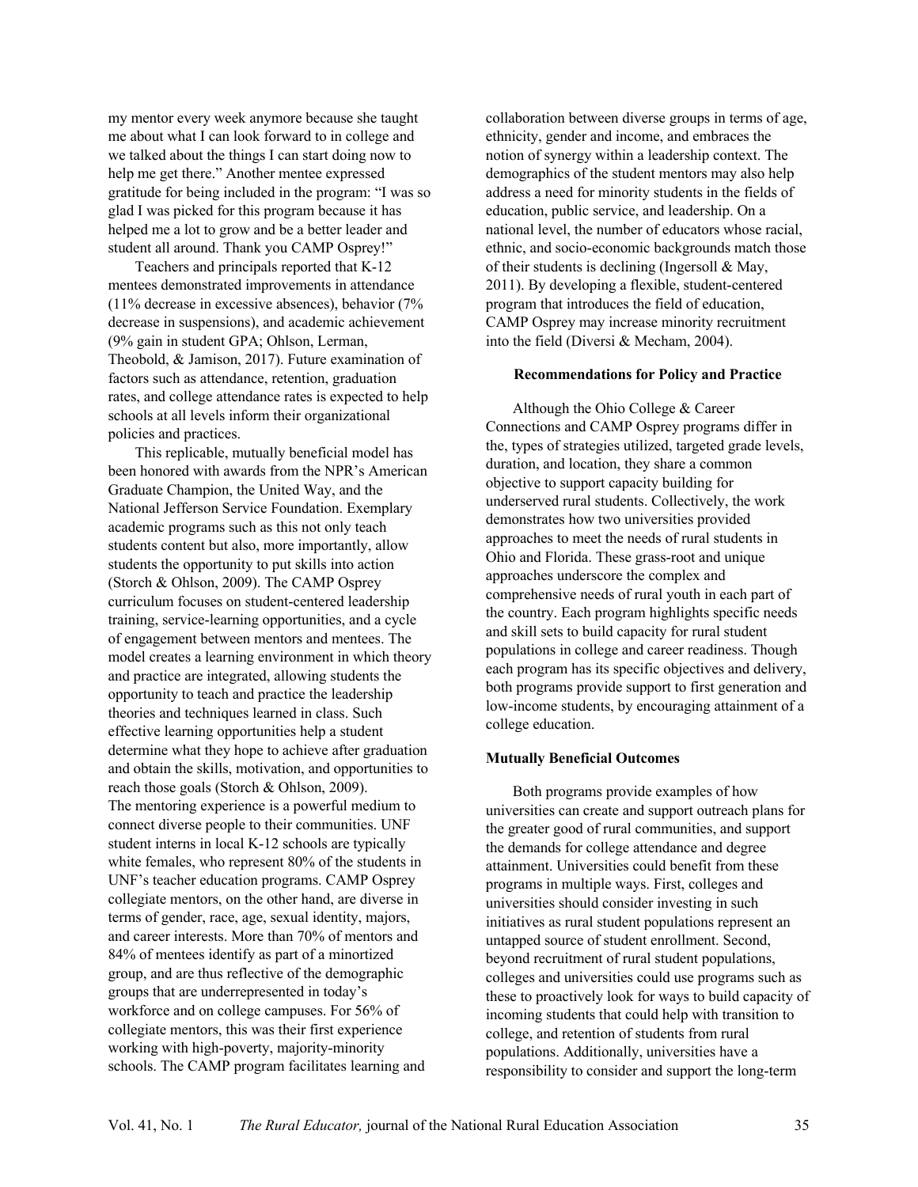my mentor every week anymore because she taught me about what I can look forward to in college and we talked about the things I can start doing now to help me get there." Another mentee expressed gratitude for being included in the program: "I was so glad I was picked for this program because it has helped me a lot to grow and be a better leader and student all around. Thank you CAMP Osprey!"

Teachers and principals reported that K-12 mentees demonstrated improvements in attendance (11% decrease in excessive absences), behavior (7% decrease in suspensions), and academic achievement (9% gain in student GPA; Ohlson, Lerman, Theobold, & Jamison, 2017). Future examination of factors such as attendance, retention, graduation rates, and college attendance rates is expected to help schools at all levels inform their organizational policies and practices.

This replicable, mutually beneficial model has been honored with awards from the NPR's American Graduate Champion, the United Way, and the National Jefferson Service Foundation. Exemplary academic programs such as this not only teach students content but also, more importantly, allow students the opportunity to put skills into action (Storch & Ohlson, 2009). The CAMP Osprey curriculum focuses on student-centered leadership training, service-learning opportunities, and a cycle of engagement between mentors and mentees. The model creates a learning environment in which theory and practice are integrated, allowing students the opportunity to teach and practice the leadership theories and techniques learned in class. Such effective learning opportunities help a student determine what they hope to achieve after graduation and obtain the skills, motivation, and opportunities to reach those goals (Storch & Ohlson, 2009).
The mentoring experience is a powerful medium to connect diverse people to their communities. UNF student interns in local K-12 schools are typically white females, who represent 80% of the students in UNF's teacher education programs. CAMP Osprey collegiate mentors, on the other hand, are diverse in terms of gender, race, age, sexual identity, majors, and career interests. More than 70% of mentors and 84% of mentees identify as part of a minortized group, and are thus reflective of the demographic groups that are underrepresented in today's workforce and on college campuses. For 56% of collegiate mentors, this was their first experience working with high-poverty, majority-minority schools. The CAMP program facilitates learning and collaboration between diverse groups in terms of age, ethnicity, gender and income, and embraces the notion of synergy within a leadership context. The demographics of the student mentors may also help address a need for minority students in the fields of education, public service, and leadership. On a national level, the number of educators whose racial, ethnic, and socio-economic backgrounds match those of their students is declining (Ingersoll & May, 2011). By developing a flexible, student-centered program that introduces the field of education, CAMP Osprey may increase minority recruitment into the field (Diversi & Mecham, 2004).

## Recommendations for Policy and Practice

Although the Ohio College & Career Connections and CAMP Osprey programs differ in the, types of strategies utilized, targeted grade levels, duration, and location, they share a common objective to support capacity building for underserved rural students. Collectively, the work demonstrates how two universities provided approaches to meet the needs of rural students in Ohio and Florida. These grass-root and unique approaches underscore the complex and comprehensive needs of rural youth in each part of the country. Each program highlights specific needs and skill sets to build capacity for rural student populations in college and career readiness. Though each program has its specific objectives and delivery, both programs provide support to first generation and low-income students, by encouraging attainment of a college education.

### Mutually Beneficial Outcomes

Both programs provide examples of how universities can create and support outreach plans for the greater good of rural communities, and support the demands for college attendance and degree attainment. Universities could benefit from these programs in multiple ways. First, colleges and universities should consider investing in such initiatives as rural student populations represent an untapped source of student enrollment. Second, beyond recruitment of rural student populations, colleges and universities could use programs such as these to proactively look for ways to build capacity of incoming students that could help with transition to college, and retention of students from rural populations. Additionally, universities have a responsibility to consider and support the long-term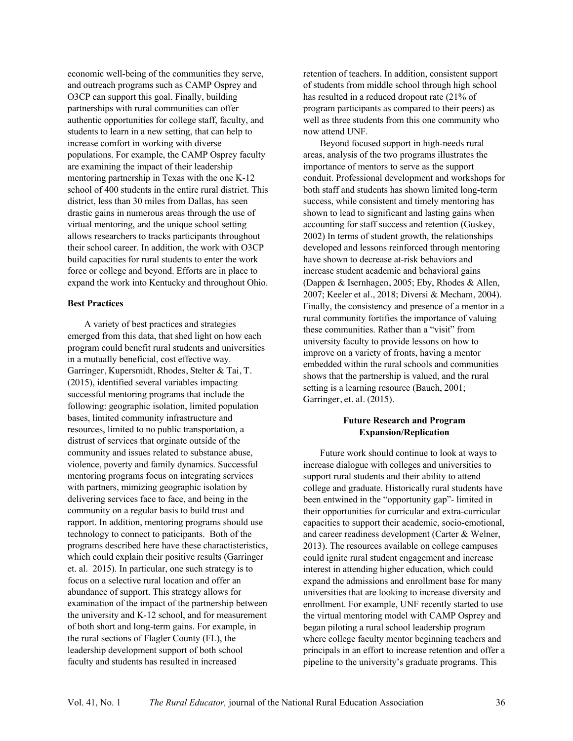economic well-being of the communities they serve, and outreach programs such as CAMP Osprey and O3CP can support this goal. Finally, building partnerships with rural communities can offer authentic opportunities for college staff, faculty, and students to learn in a new setting, that can help to increase comfort in working with diverse populations. For example, the CAMP Osprey faculty are examining the impact of their leadership mentoring partnership in Texas with the one K-12 school of 400 students in the entire rural district. This district, less than 30 miles from Dallas, has seen drastic gains in numerous areas through the use of virtual mentoring, and the unique school setting allows researchers to tracks participants throughout their school career. In addition, the work with O3CP build capacities for rural students to enter the work force or college and beyond. Efforts are in place to expand the work into Kentucky and throughout Ohio.

**Best Practices**

A variety of best practices and strategies emerged from this data, that shed light on how each program could benefit rural students and universities in a mutually beneficial, cost effective way. Garringer, Kupersmidt, Rhodes, Stelter & Tai, T. (2015), identified several variables impacting successful mentoring programs that include the following: geographic isolation, limited population bases, limited community infrastructure and resources, limited to no public transportation, a distrust of services that orginate outside of the community and issues related to substance abuse, violence, poverty and family dynamics. Successful mentoring programs focus on integrating services with partners, mimizing geographic isolation by delivering services face to face, and being in the community on a regular basis to build trust and rapport. In addition, mentoring programs should use technology to connect to paticipants. Both of the programs described here have these charactisteristics, which could explain their positive results (Garringer et. al. 2015). In particular, one such strategy is to focus on a selective rural location and offer an abundance of support. This strategy allows for examination of the impact of the partnership between the university and K-12 school, and for measurement of both short and long-term gains. For example, in the rural sections of Flagler County (FL), the leadership development support of both school faculty and students has resulted in increased retention of teachers. In addition, consistent support of students from middle school through high school has resulted in a reduced dropout rate (21% of program participants as compared to their peers) as well as three students from this one community who now attend UNF.

Beyond focused support in high-needs rural areas, analysis of the two programs illustrates the importance of mentors to serve as the support conduit. Professional development and workshops for both staff and students has shown limited long-term success, while consistent and timely mentoring has shown to lead to significant and lasting gains when accounting for staff success and retention (Guskey, 2002) In terms of student growth, the relationships developed and lessons reinforced through mentoring have shown to decrease at-risk behaviors and increase student academic and behavioral gains (Dappen & Isernhagen, 2005; Eby, Rhodes & Allen, 2007; Keeler et al., 2018; Diversi & Mecham, 2004). Finally, the consistency and presence of a mentor in a rural community fortifies the importance of valuing these communities. Rather than a "visit" from university faculty to provide lessons on how to improve on a variety of fronts, having a mentor embedded within the rural schools and communities shows that the partnership is valued, and the rural setting is a learning resource (Bauch, 2001; Garringer, et. al. (2015).

**Future Research and Program Expansion/Replication**

Future work should continue to look at ways to increase dialogue with colleges and universities to support rural students and their ability to attend college and graduate. Historically rural students have been entwined in the "opportunity gap"- limited in their opportunities for curricular and extra-curricular capacities to support their academic, socio-emotional, and career readiness development (Carter & Welner, 2013). The resources available on college campuses could ignite rural student engagement and increase interest in attending higher education, which could expand the admissions and enrollment base for many universities that are looking to increase diversity and enrollment. For example, UNF recently started to use the virtual mentoring model with CAMP Osprey and began piloting a rural school leadership program where college faculty mentor beginning teachers and principals in an effort to increase retention and offer a pipeline to the university's graduate programs. This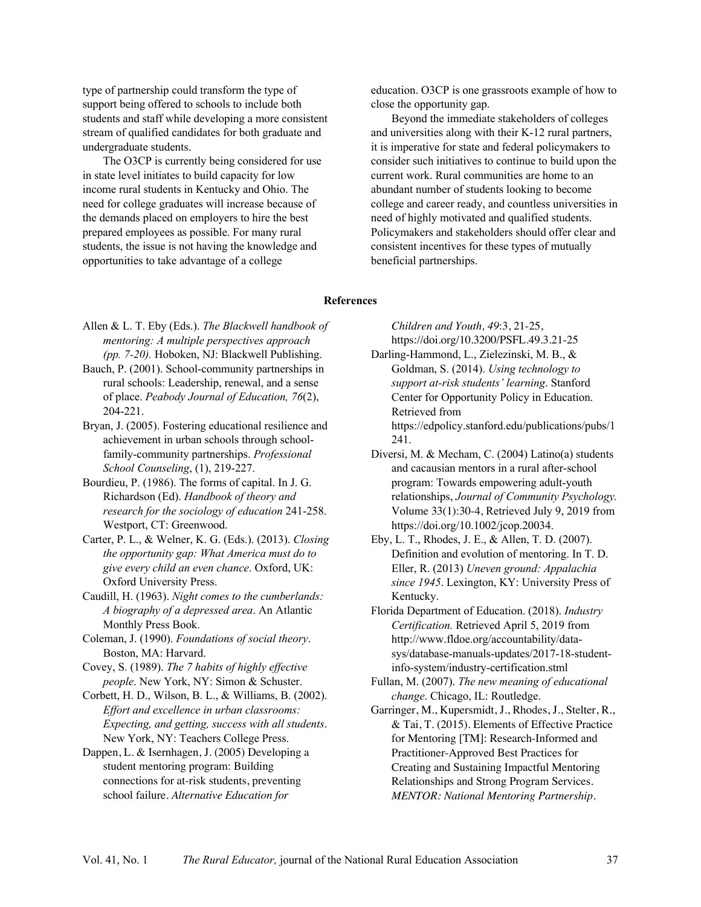type of partnership could transform the type of support being offered to schools to include both students and staff while developing a more consistent stream of qualified candidates for both graduate and undergraduate students.

The O3CP is currently being considered for use in state level initiates to build capacity for low income rural students in Kentucky and Ohio. The need for college graduates will increase because of the demands placed on employers to hire the best prepared employees as possible. For many rural students, the issue is not having the knowledge and opportunities to take advantage of a college education. O3CP is one grassroots example of how to close the opportunity gap.

Beyond the immediate stakeholders of colleges and universities along with their K-12 rural partners, it is imperative for state and federal policymakers to consider such initiatives to continue to build upon the current work. Rural communities are home to an abundant number of students looking to become college and career ready, and countless universities in need of highly motivated and qualified students. Policymakers and stakeholders should offer clear and consistent incentives for these types of mutually beneficial partnerships.

## References

Allen & L. T. Eby (Eds.). *The Blackwell handbook of mentoring: A multiple perspectives approach (pp. 7-20).* Hoboken, NJ: Blackwell Publishing.

Bauch, P. (2001). School-community partnerships in rural schools: Leadership, renewal, and a sense of place. *Peabody Journal of Education, 76*(2), 204-221.

Bryan, J. (2005). Fostering educational resilience and achievement in urban schools through school-family-community partnerships. *Professional School Counseling*, (1), 219-227.

Bourdieu, P. (1986). The forms of capital. In J. G. Richardson (Ed). *Handbook of theory and research for the sociology of education* 241-258. Westport, CT: Greenwood.

Carter, P. L., & Welner, K. G. (Eds.). (2013). *Closing the opportunity gap: What America must do to give every child an even chance*. Oxford, UK: Oxford University Press.

Caudill, H. (1963). *Night comes to the cumberlands: A biography of a depressed area*. An Atlantic Monthly Press Book.

Coleman, J. (1990). *Foundations of social theory*. Boston, MA: Harvard.

Covey, S. (1989). *The 7 habits of highly effective people*. New York, NY: Simon & Schuster.

Corbett, H. D., Wilson, B. L., & Williams, B. (2002). *Effort and excellence in urban classrooms: Expecting, and getting, success with all students*. New York, NY: Teachers College Press.

Dappen, L. & Isernhagen, J. (2005) Developing a student mentoring program: Building connections for at-risk students, preventing school failure. *Alternative Education for Children and Youth, 49*:3, 21-25, https://doi.org/10.3200/PSFL.49.3.21-25

Darling-Hammond, L., Zielezinski, M. B., & Goldman, S. (2014). *Using technology to support at-risk students' learning*. Stanford Center for Opportunity Policy in Education. Retrieved from https://edpolicy.stanford.edu/publications/pubs/1241.

Diversi, M. & Mecham, C. (2004) Latino(a) students and cacausian mentors in a rural after-school program: Towards empowering adult-youth relationships, *Journal of Community Psychology.* Volume 33(1):30-4, Retrieved July 9, 2019 from https://doi.org/10.1002/jcop.20034.

Eby, L. T., Rhodes, J. E., & Allen, T. D. (2007). Definition and evolution of mentoring. In T. D. Eller, R. (2013) *Uneven ground: Appalachia since 1945*. Lexington, KY: University Press of Kentucky.

Florida Department of Education. (2018). *Industry Certification.* Retrieved April 5, 2019 from http://www.fldoe.org/accountability/data-sys/database-manuals-updates/2017-18-student-info-system/industry-certification.stml

Fullan, M. (2007). *The new meaning of educational change*. Chicago, IL: Routledge.

Garringer, M., Kupersmidt, J., Rhodes, J., Stelter, R., & Tai, T. (2015). Elements of Effective Practice for Mentoring [TM]: Research-Informed and Practitioner-Approved Best Practices for Creating and Sustaining Impactful Mentoring Relationships and Strong Program Services. *MENTOR: National Mentoring Partnership*.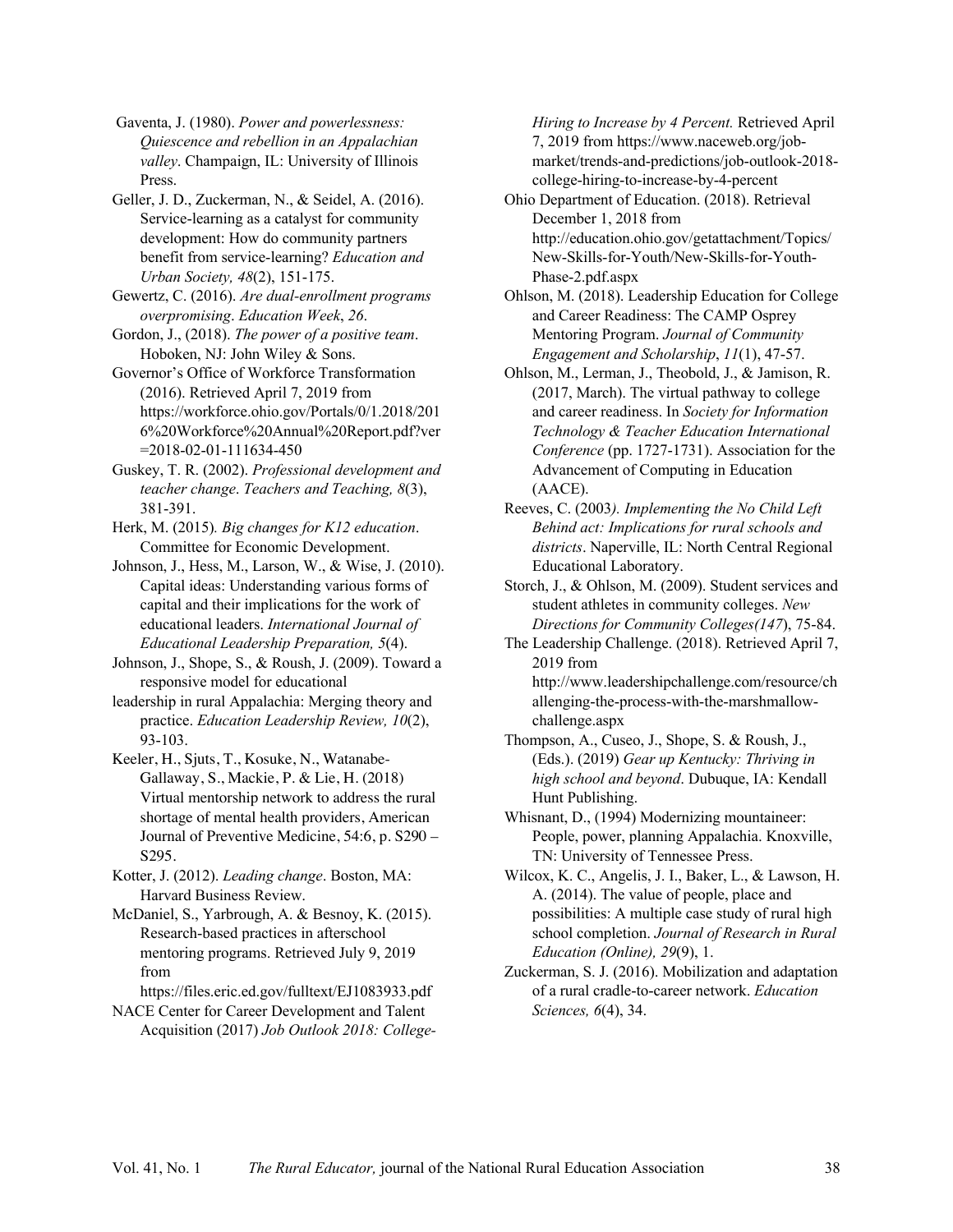Gaventa, J. (1980). *Power and powerlessness: Quiescence and rebellion in an Appalachian valley*. Champaign, IL: University of Illinois Press.

Geller, J. D., Zuckerman, N., & Seidel, A. (2016). Service-learning as a catalyst for community development: How do community partners benefit from service-learning? *Education and Urban Society, 48*(2), 151-175.

Gewertz, C. (2016). *Are dual-enrollment programs overpromising*. *Education Week*, *26*.

Gordon, J., (2018). *The power of a positive team*. Hoboken, NJ: John Wiley & Sons.

Governor's Office of Workforce Transformation (2016). Retrieved April 7, 2019 from https://workforce.ohio.gov/Portals/0/1.2018/2016%20Workforce%20Annual%20Report.pdf?ver=2018-02-01-111634-450

Guskey, T. R. (2002). *Professional development and teacher change*. *Teachers and Teaching, 8*(3), 381-391.

Herk, M. (2015)*. Big changes for K12 education*. Committee for Economic Development.

Johnson, J., Hess, M., Larson, W., & Wise, J. (2010). Capital ideas: Understanding various forms of capital and their implications for the work of educational leaders. *International Journal of Educational Leadership Preparation, 5*(4).

Johnson, J., Shope, S., & Roush, J. (2009). Toward a responsive model for educational leadership in rural Appalachia: Merging theory and practice. *Education Leadership Review, 10*(2), 93-103.

Keeler, H., Sjuts, T., Kosuke, N., Watanabe-Gallaway, S., Mackie, P. & Lie, H. (2018) Virtual mentorship network to address the rural shortage of mental health providers, American Journal of Preventive Medicine, 54:6, p. S290 – S295.

Kotter, J. (2012). *Leading change*. Boston, MA: Harvard Business Review.

McDaniel, S., Yarbrough, A. & Besnoy, K. (2015). Research-based practices in afterschool mentoring programs. Retrieved July 9, 2019 from https://files.eric.ed.gov/fulltext/EJ1083933.pdf

NACE Center for Career Development and Talent Acquisition (2017) *Job Outlook 2018: College-Hiring to Increase by 4 Percent.* Retrieved April 7, 2019 from https://www.naceweb.org/job-market/trends-and-predictions/job-outlook-2018-college-hiring-to-increase-by-4-percent

Ohio Department of Education. (2018). Retrieval December 1, 2018 from http://education.ohio.gov/getattachment/Topics/New-Skills-for-Youth/New-Skills-for-Youth-Phase-2.pdf.aspx

Ohlson, M. (2018). Leadership Education for College and Career Readiness: The CAMP Osprey Mentoring Program. *Journal of Community Engagement and Scholarship*, *11*(1), 47-57.

Ohlson, M., Lerman, J., Theobold, J., & Jamison, R. (2017, March). The virtual pathway to college and career readiness. In *Society for Information Technology & Teacher Education International Conference* (pp. 1727-1731). Association for the Advancement of Computing in Education (AACE).

Reeves, C. (2003*). Implementing the No Child Left Behind act: Implications for rural schools and districts*. Naperville, IL: North Central Regional Educational Laboratory.

Storch, J., & Ohlson, M. (2009). Student services and student athletes in community colleges. *New Directions for Community Colleges(147*), 75-84.

The Leadership Challenge. (2018). Retrieved April 7, 2019 from http://www.leadershipchallenge.com/resource/challenging-the-process-with-the-marshmallow-challenge.aspx

Thompson, A., Cuseo, J., Shope, S. & Roush, J., (Eds.). (2019) *Gear up Kentucky: Thriving in high school and beyond*. Dubuque, IA: Kendall Hunt Publishing.

Whisnant, D., (1994) Modernizing mountaineer: People, power, planning Appalachia. Knoxville, TN: University of Tennessee Press.

Wilcox, K. C., Angelis, J. I., Baker, L., & Lawson, H. A. (2014). The value of people, place and possibilities: A multiple case study of rural high school completion. *Journal of Research in Rural Education (Online), 29*(9), 1.

Zuckerman, S. J. (2016). Mobilization and adaptation of a rural cradle-to-career network. *Education Sciences, 6*(4), 34.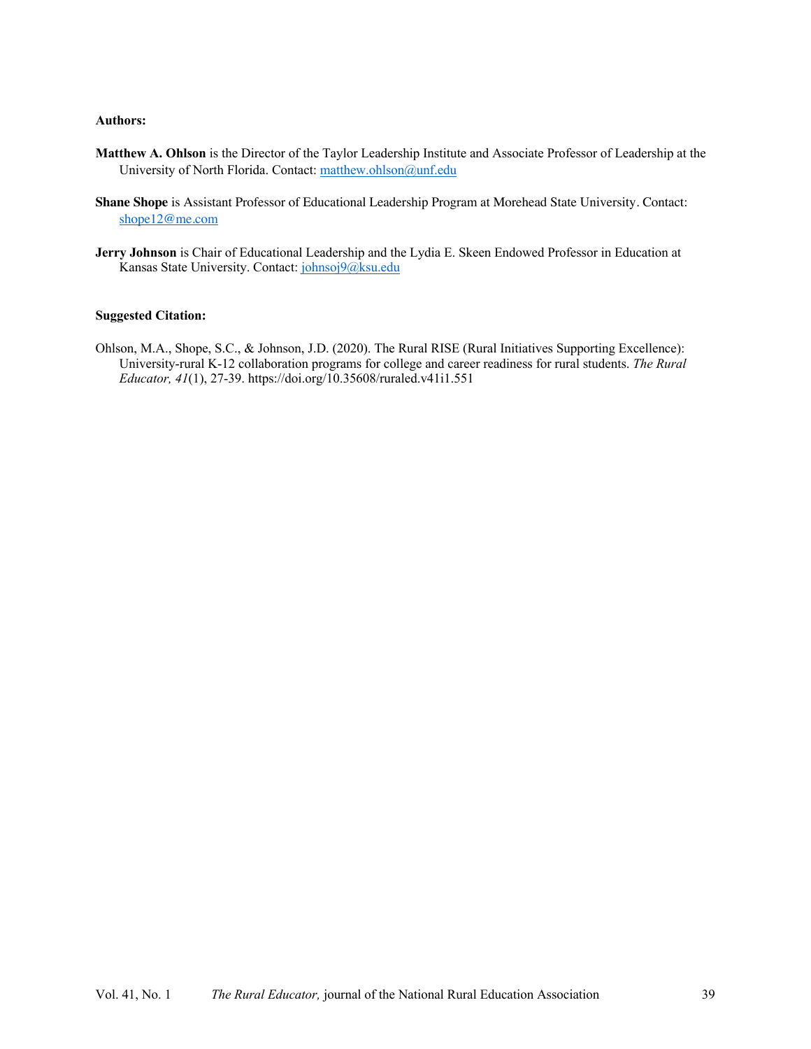**Authors:**

**Matthew A. Ohlson** is the Director of the Taylor Leadership Institute and Associate Professor of Leadership at the University of North Florida. Contact: [matthew.ohlson@unf.edu](mailto:matthew.ohlson@unf.edu)

**Shane Shope** is Assistant Professor of Educational Leadership Program at Morehead State University. Contact: [shope12@me.com](mailto:shope12@me.com)

**Jerry Johnson** is Chair of Educational Leadership and the Lydia E. Skeen Endowed Professor in Education at Kansas State University. Contact: [johnsoj9@ksu.edu](mailto:johnsoj9@ksu.edu)

**Suggested Citation:**

Ohlson, M.A., Shope, S.C., & Johnson, J.D. (2020). The Rural RISE (Rural Initiatives Supporting Excellence): University-rural K-12 collaboration programs for college and career readiness for rural students. *The Rural Educator, 41*(1), 27-39. https://doi.org/10.35608/ruraled.v41i1.551